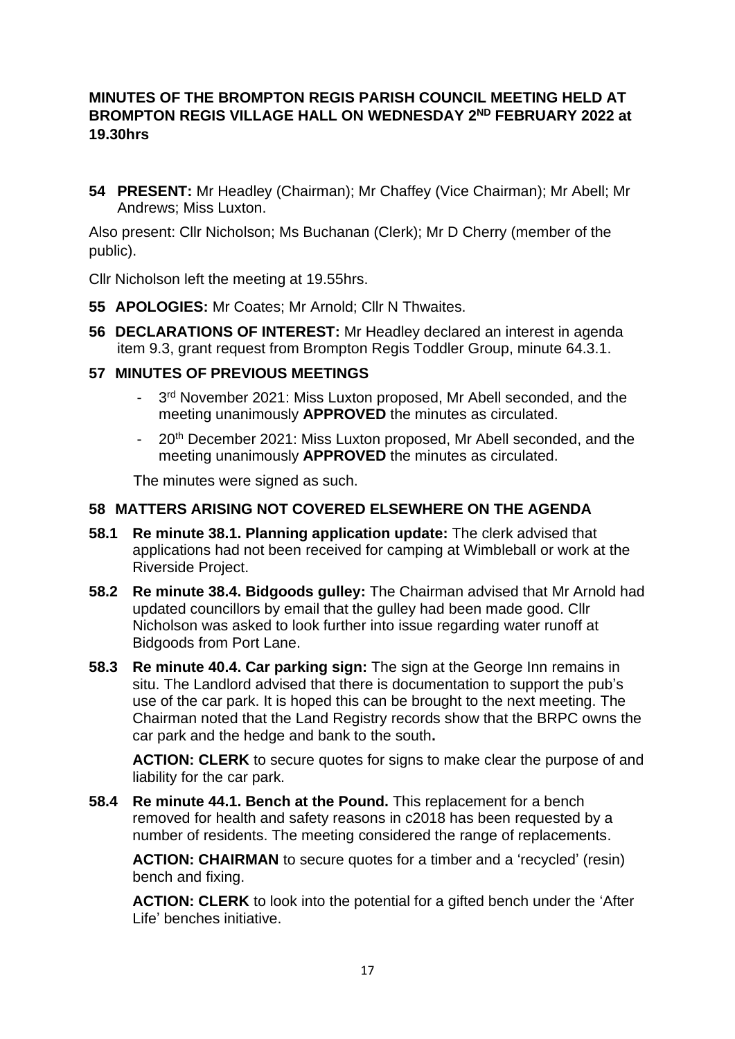**MINUTES OF THE BROMPTON REGIS PARISH COUNCIL MEETING HELD AT BROMPTON REGIS VILLAGE HALL ON WEDNESDAY 2ND FEBRUARY 2022 at 19.30hrs**

**54 PRESENT:** Mr Headley (Chairman); Mr Chaffey (Vice Chairman); Mr Abell; Mr Andrews; Miss Luxton.

Also present: Cllr Nicholson; Ms Buchanan (Clerk); Mr D Cherry (member of the public).

Cllr Nicholson left the meeting at 19.55hrs.

**55 APOLOGIES:** Mr Coates; Mr Arnold; Cllr N Thwaites.

**56 DECLARATIONS OF INTEREST:** Mr Headley declared an interest in agenda item 9.3, grant request from Brompton Regis Toddler Group, minute 64.3.1.

**57 MINUTES OF PREVIOUS MEETINGS**

- 3rd November 2021: Miss Luxton proposed, Mr Abell seconded, and the meeting unanimously **APPROVED** the minutes as circulated.
- 20th December 2021: Miss Luxton proposed, Mr Abell seconded, and the meeting unanimously **APPROVED** the minutes as circulated.

The minutes were signed as such.

**58 MATTERS ARISING NOT COVERED ELSEWHERE ON THE AGENDA**

**58.1 Re minute 38.1. Planning application update:** The clerk advised that applications had not been received for camping at Wimbleball or work at the Riverside Project.

**58.2 Re minute 38.4. Bidgoods gulley:** The Chairman advised that Mr Arnold had updated councillors by email that the gulley had been made good. Cllr Nicholson was asked to look further into issue regarding water runoff at Bidgoods from Port Lane.

**58.3 Re minute 40.4. Car parking sign:** The sign at the George Inn remains in situ. The Landlord advised that there is documentation to support the pub's use of the car park. It is hoped this can be brought to the next meeting. The Chairman noted that the Land Registry records show that the BRPC owns the car park and the hedge and bank to the south**.**

**ACTION: CLERK** to secure quotes for signs to make clear the purpose of and liability for the car park.

**58.4 Re minute 44.1. Bench at the Pound.** This replacement for a bench removed for health and safety reasons in c2018 has been requested by a number of residents. The meeting considered the range of replacements.

**ACTION: CHAIRMAN** to secure quotes for a timber and a 'recycled' (resin) bench and fixing.

**ACTION: CLERK** to look into the potential for a gifted bench under the 'After Life' benches initiative.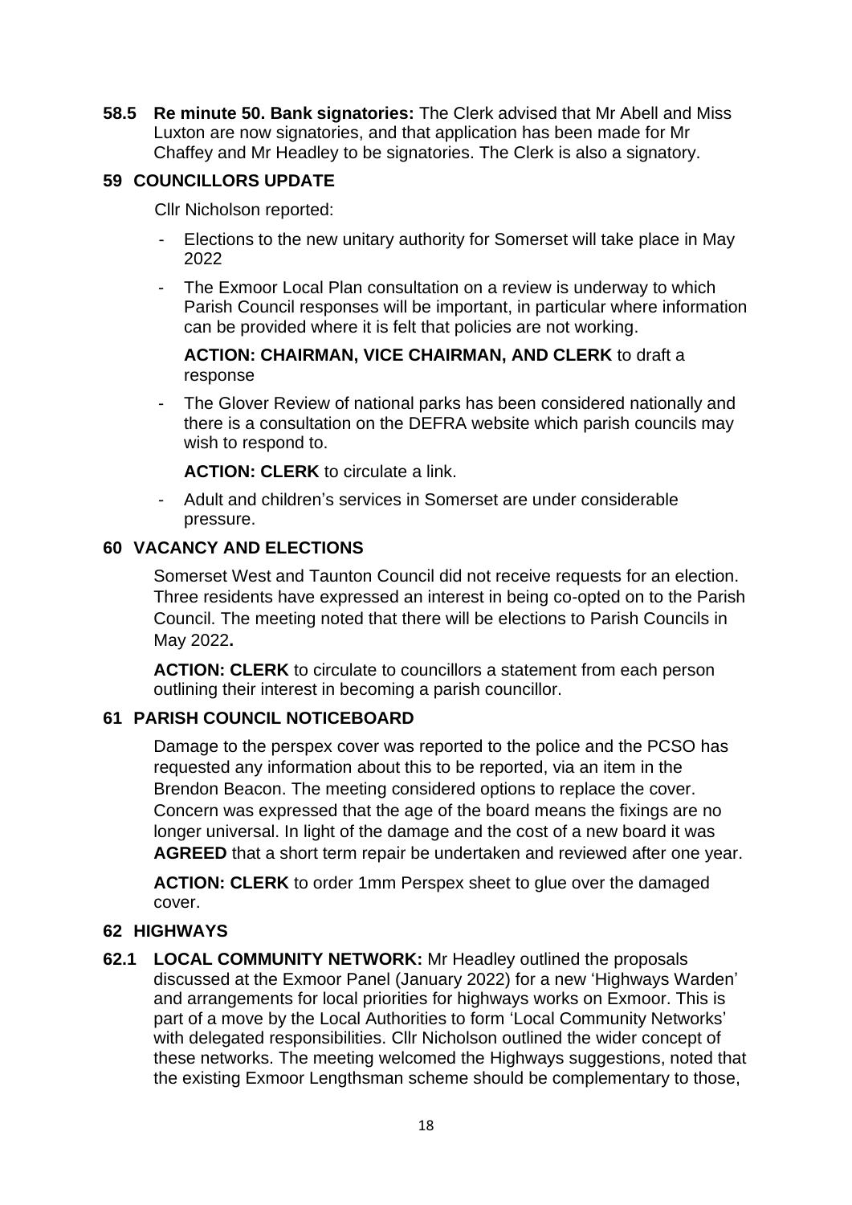**58.5 Re minute 50. Bank signatories:** The Clerk advised that Mr Abell and Miss Luxton are now signatories, and that application has been made for Mr Chaffey and Mr Headley to be signatories. The Clerk is also a signatory.

## 59 COUNCILLORS UPDATE

Cllr Nicholson reported:

- Elections to the new unitary authority for Somerset will take place in May 2022
- The Exmoor Local Plan consultation on a review is underway to which Parish Council responses will be important, in particular where information can be provided where it is felt that policies are not working.

  **ACTION: CHAIRMAN, VICE CHAIRMAN, AND CLERK** to draft a response
- The Glover Review of national parks has been considered nationally and there is a consultation on the DEFRA website which parish councils may wish to respond to.

  **ACTION: CLERK** to circulate a link.
- Adult and children's services in Somerset are under considerable pressure.

## 60 VACANCY AND ELECTIONS

Somerset West and Taunton Council did not receive requests for an election. Three residents have expressed an interest in being co-opted on to the Parish Council. The meeting noted that there will be elections to Parish Councils in May 2022**.**

**ACTION: CLERK** to circulate to councillors a statement from each person outlining their interest in becoming a parish councillor.

## 61 PARISH COUNCIL NOTICEBOARD

Damage to the perspex cover was reported to the police and the PCSO has requested any information about this to be reported, via an item in the Brendon Beacon. The meeting considered options to replace the cover. Concern was expressed that the age of the board means the fixings are no longer universal. In light of the damage and the cost of a new board it was **AGREED** that a short term repair be undertaken and reviewed after one year.

**ACTION: CLERK** to order 1mm Perspex sheet to glue over the damaged cover.

## 62 HIGHWAYS

**62.1 LOCAL COMMUNITY NETWORK:** Mr Headley outlined the proposals discussed at the Exmoor Panel (January 2022) for a new 'Highways Warden' and arrangements for local priorities for highways works on Exmoor. This is part of a move by the Local Authorities to form 'Local Community Networks' with delegated responsibilities. Cllr Nicholson outlined the wider concept of these networks. The meeting welcomed the Highways suggestions, noted that the existing Exmoor Lengthsman scheme should be complementary to those,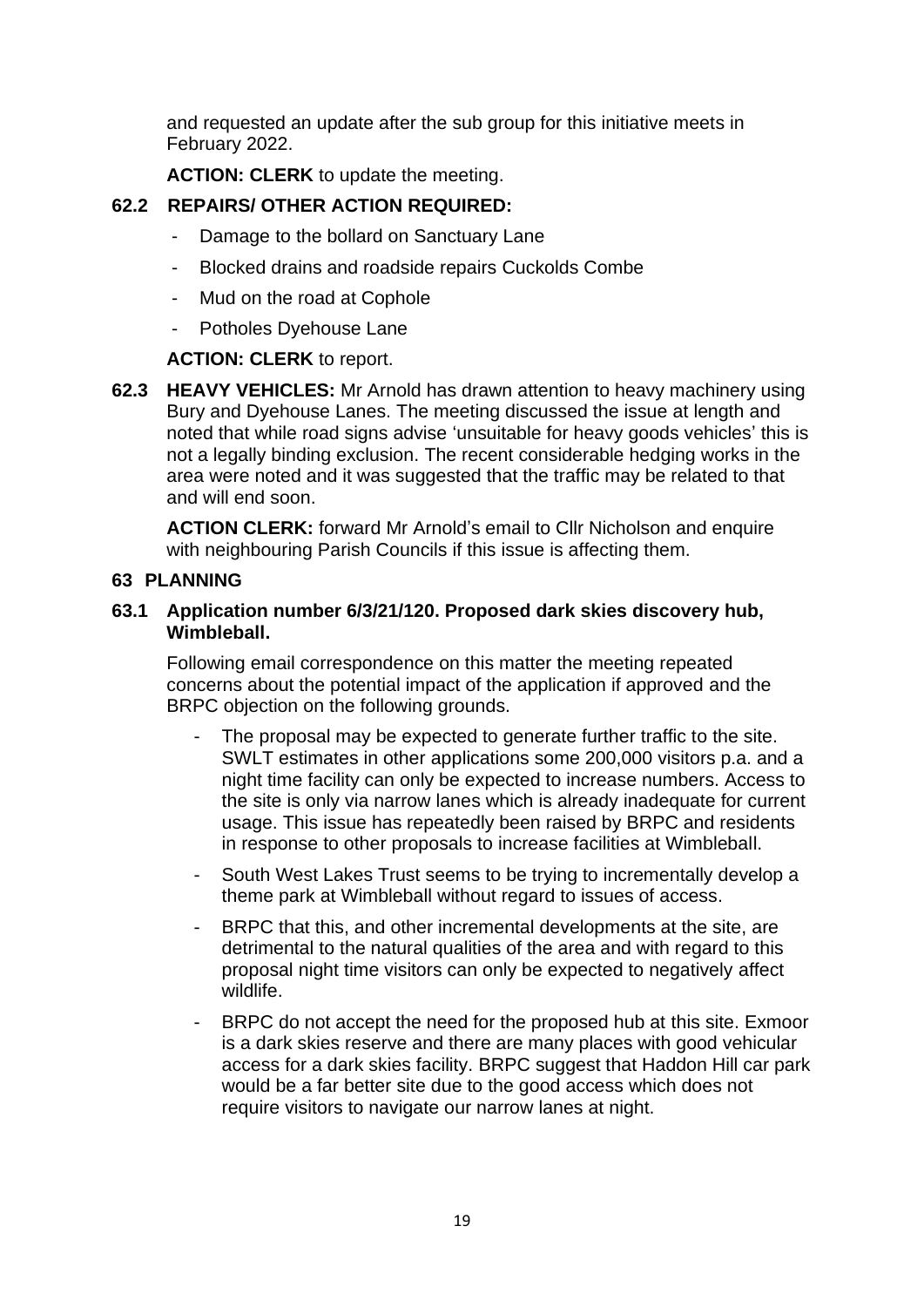and requested an update after the sub group for this initiative meets in February 2022.

**ACTION: CLERK** to update the meeting.

### 62.2 REPAIRS/ OTHER ACTION REQUIRED:

- Damage to the bollard on Sanctuary Lane
- Blocked drains and roadside repairs Cuckolds Combe
- Mud on the road at Cophole
- Potholes Dyehouse Lane

**ACTION: CLERK** to report.

**62.3 HEAVY VEHICLES:** Mr Arnold has drawn attention to heavy machinery using Bury and Dyehouse Lanes. The meeting discussed the issue at length and noted that while road signs advise 'unsuitable for heavy goods vehicles' this is not a legally binding exclusion. The recent considerable hedging works in the area were noted and it was suggested that the traffic may be related to that and will end soon.

**ACTION CLERK:** forward Mr Arnold's email to Cllr Nicholson and enquire with neighbouring Parish Councils if this issue is affecting them.

## 63 PLANNING

### 63.1 Application number 6/3/21/120. Proposed dark skies discovery hub, Wimbleball.

Following email correspondence on this matter the meeting repeated concerns about the potential impact of the application if approved and the BRPC objection on the following grounds.

- The proposal may be expected to generate further traffic to the site. SWLT estimates in other applications some 200,000 visitors p.a. and a night time facility can only be expected to increase numbers. Access to the site is only via narrow lanes which is already inadequate for current usage. This issue has repeatedly been raised by BRPC and residents in response to other proposals to increase facilities at Wimbleball.
- South West Lakes Trust seems to be trying to incrementally develop a theme park at Wimbleball without regard to issues of access.
- BRPC that this, and other incremental developments at the site, are detrimental to the natural qualities of the area and with regard to this proposal night time visitors can only be expected to negatively affect wildlife.
- BRPC do not accept the need for the proposed hub at this site. Exmoor is a dark skies reserve and there are many places with good vehicular access for a dark skies facility. BRPC suggest that Haddon Hill car park would be a far better site due to the good access which does not require visitors to navigate our narrow lanes at night.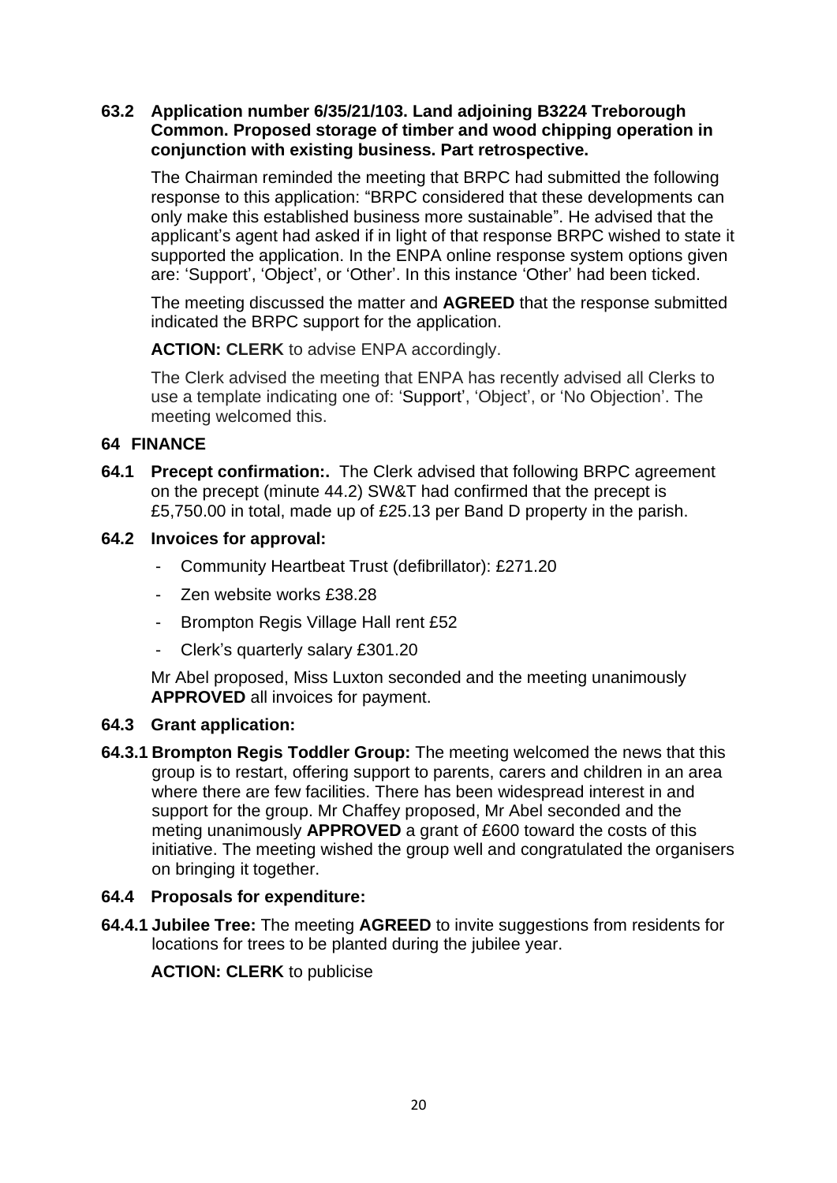**63.2 Application number 6/35/21/103. Land adjoining B3224 Treborough Common. Proposed storage of timber and wood chipping operation in conjunction with existing business. Part retrospective.**

The Chairman reminded the meeting that BRPC had submitted the following response to this application: "BRPC considered that these developments can only make this established business more sustainable". He advised that the applicant's agent had asked if in light of that response BRPC wished to state it supported the application. In the ENPA online response system options given are: 'Support', 'Object', or 'Other'. In this instance 'Other' had been ticked.

The meeting discussed the matter and **AGREED** that the response submitted indicated the BRPC support for the application.

**ACTION: CLERK** to advise ENPA accordingly.

The Clerk advised the meeting that ENPA has recently advised all Clerks to use a template indicating one of: 'Support', 'Object', or 'No Objection'. The meeting welcomed this.

## 64 FINANCE

**64.1 Precept confirmation:.** The Clerk advised that following BRPC agreement on the precept (minute 44.2) SW&T had confirmed that the precept is £5,750.00 in total, made up of £25.13 per Band D property in the parish.

**64.2 Invoices for approval:**

- Community Heartbeat Trust (defibrillator): £271.20
- Zen website works £38.28
- Brompton Regis Village Hall rent £52
- Clerk's quarterly salary £301.20

Mr Abel proposed, Miss Luxton seconded and the meeting unanimously **APPROVED** all invoices for payment.

**64.3 Grant application:**

**64.3.1 Brompton Regis Toddler Group:** The meeting welcomed the news that this group is to restart, offering support to parents, carers and children in an area where there are few facilities. There has been widespread interest in and support for the group. Mr Chaffey proposed, Mr Abel seconded and the meting unanimously **APPROVED** a grant of £600 toward the costs of this initiative. The meeting wished the group well and congratulated the organisers on bringing it together.

**64.4 Proposals for expenditure:**

**64.4.1 Jubilee Tree:** The meeting **AGREED** to invite suggestions from residents for locations for trees to be planted during the jubilee year.

**ACTION: CLERK** to publicise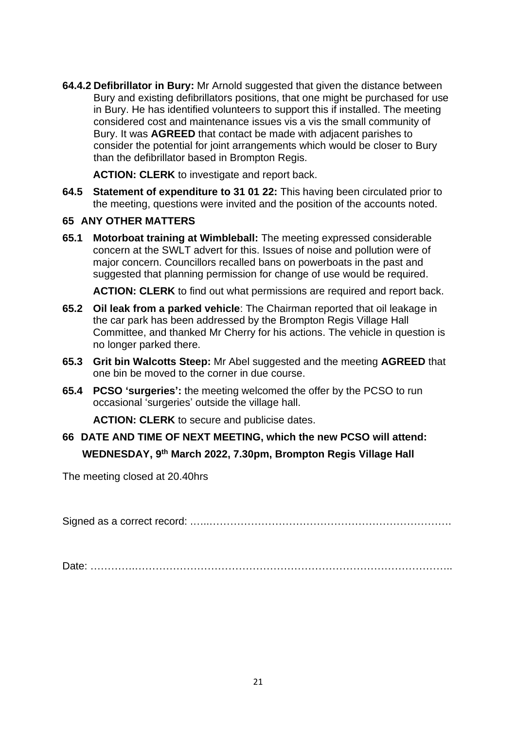**64.4.2 Defibrillator in Bury:** Mr Arnold suggested that given the distance between Bury and existing defibrillators positions, that one might be purchased for use in Bury. He has identified volunteers to support this if installed. The meeting considered cost and maintenance issues vis a vis the small community of Bury. It was **AGREED** that contact be made with adjacent parishes to consider the potential for joint arrangements which would be closer to Bury than the defibrillator based in Brompton Regis.

**ACTION: CLERK** to investigate and report back.

**64.5 Statement of expenditure to 31 01 22:** This having been circulated prior to the meeting, questions were invited and the position of the accounts noted.

## 65 ANY OTHER MATTERS

**65.1 Motorboat training at Wimbleball:** The meeting expressed considerable concern at the SWLT advert for this. Issues of noise and pollution were of major concern. Councillors recalled bans on powerboats in the past and suggested that planning permission for change of use would be required.

**ACTION: CLERK** to find out what permissions are required and report back.

**65.2 Oil leak from a parked vehicle**: The Chairman reported that oil leakage in the car park has been addressed by the Brompton Regis Village Hall Committee, and thanked Mr Cherry for his actions. The vehicle in question is no longer parked there.

**65.3 Grit bin Walcotts Steep:** Mr Abel suggested and the meeting **AGREED** that one bin be moved to the corner in due course.

**65.4 PCSO 'surgeries':** the meeting welcomed the offer by the PCSO to run occasional 'surgeries' outside the village hall.

**ACTION: CLERK** to secure and publicise dates.

## 66 DATE AND TIME OF NEXT MEETING, which the new PCSO will attend:

**WEDNESDAY, 9th March 2022, 7.30pm, Brompton Regis Village Hall**

The meeting closed at 20.40hrs

Signed as a correct record: ……………………………………………………………………

Date: ………………………………………………………………………………………………..